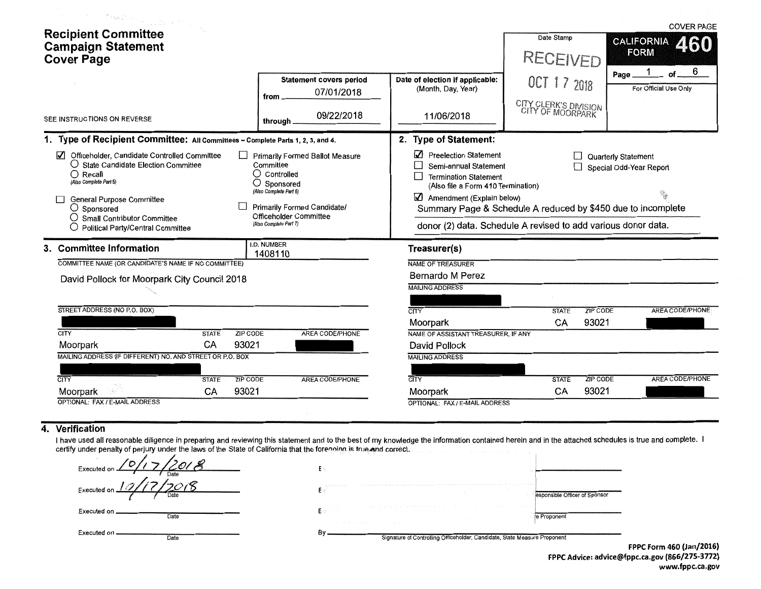# Recipient Committee Campaign Statement Cover Page

COVER PAGE

**CALIFORNIA FORM 460**

Page 1 of 6

For Official Use Only

Date Stamp

RECEIVED
OCT 17 2018
CITY CLERK'S DIVISION
CITY OF MOORPARK

SEE INSTRUCTIONS ON REVERSE

| Statement covers period | Date of election if applicable: (Month, Day, Year) |
|---|---|
| from 07/01/2018 | 11/06/2018 |
| through 09/22/2018 | |

## 1. Type of Recipient Committee: All Committees – Complete Parts 1, 2, 3, and 4.

- ☑ Officeholder, Candidate Controlled Committee
  - ○ State Candidate Election Committee
  - ○ Recall (Also Complete Part 5)
- ☐ General Purpose Committee
  - ○ Sponsored
  - ○ Small Contributor Committee
  - ○ Political Party/Central Committee
- ☐ Primarily Formed Ballot Measure Committee
  - ○ Controlled
  - ○ Sponsored (Also Complete Part 6)
- ☐ Primarily Formed Candidate/Officeholder Committee (Also Complete Part 7)

## 2. Type of Statement:

- ☑ Preelection Statement
- ☐ Semi-annual Statement
- ☐ Termination Statement (Also file a Form 410 Termination)
- ☐ Quarterly Statement
- ☐ Special Odd-Year Report
- ☑ Amendment (Explain below)

Summary Page & Schedule A reduced by $450 due to incomplete donor (2) data. Schedule A revised to add various donor data.

## 3. Committee Information

I.D. NUMBER: 1408110

COMMITTEE NAME (OR CANDIDATE'S NAME IF NO COMMITTEE)

David Pollock for Moorpark City Council 2018

| STREET ADDRESS (NO P.O. BOX) | | | |
|---|---|---|---|
| [redacted] | | | |
| CITY | STATE | ZIP CODE | AREA CODE/PHONE |
| Moorpark | CA | 93021 | [redacted] |

| MAILING ADDRESS (IF DIFFERENT) NO. AND STREET OR P.O. BOX | | | |
|---|---|---|---|
| [redacted] | | | |
| CITY | STATE | ZIP CODE | AREA CODE/PHONE |
| Moorpark | CA | 93021 | |

OPTIONAL: FAX / E-MAIL ADDRESS

### Treasurer(s)

NAME OF TREASURER

Bernardo M Perez

| MAILING ADDRESS | | | |
|---|---|---|---|
| [redacted] | | | |
| CITY | STATE | ZIP CODE | AREA CODE/PHONE |
| Moorpark | CA | 93021 | [redacted] |

NAME OF ASSISTANT TREASURER, IF ANY

David Pollock

| MAILING ADDRESS | | | |
|---|---|---|---|
| [redacted] | | | |
| CITY | STATE | ZIP CODE | AREA CODE/PHONE |
| Moorpark | CA | 93021 | [redacted] |

OPTIONAL: FAX / E-MAIL ADDRESS

## 4. Verification

I have used all reasonable diligence in preparing and reviewing this statement and to the best of my knowledge the information contained herein and in the attached schedules is true and complete. I certify under penalty of perjury under the laws of the State of California that the foregoing is true and correct.

Executed on 10/17/2018 Date By ______

Executed on 10/17/2018 Date By ______ Responsible Officer of Sponsor

Executed on ______ Date By ______ State Proponent

Executed on ______ Date By ______ Signature of Controlling Officeholder, Candidate, State Measure Proponent

FPPC Form 460 (Jan/2016)
FPPC Advice: advice@fppc.ca.gov (866/275-3772)
www.fppc.ca.gov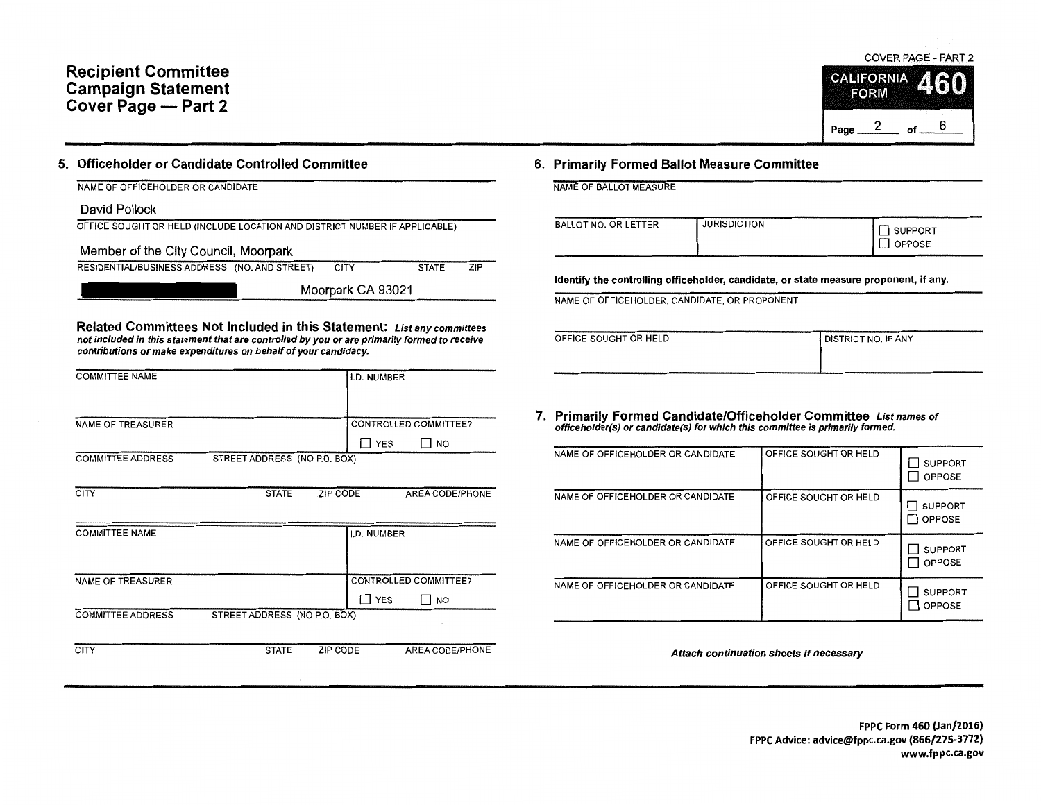# Recipient Committee Campaign Statement Cover Page — Part 2

COVER PAGE - PART 2

CALIFORNIA FORM **460**

Page 2 of 6

## 5. Officeholder or Candidate Controlled Committee

NAME OF OFFICEHOLDER OR CANDIDATE

David Pollock

OFFICE SOUGHT OR HELD (INCLUDE LOCATION AND DISTRICT NUMBER IF APPLICABLE)

Member of the City Council, Moorpark

RESIDENTIAL/BUSINESS ADDRESS (NO. AND STREET) CITY STATE ZIP

[REDACTED] Moorpark CA 93021

**Related Committees Not Included in this Statement:** *List any committees not included in this statement that are controlled by you or are primarily formed to receive contributions or make expenditures on behalf of your candidacy.*

| | |
|---|---|
| COMMITTEE NAME | I.D. NUMBER |
| NAME OF TREASURER | CONTROLLED COMMITTEE? ☐ YES ☐ NO |
| COMMITTEE ADDRESS STREET ADDRESS (NO P.O. BOX) | |
| CITY STATE ZIP CODE | AREA CODE/PHONE |

| | |
|---|---|
| COMMITTEE NAME | I.D. NUMBER |
| NAME OF TREASURER | CONTROLLED COMMITTEE? ☐ YES ☐ NO |
| COMMITTEE ADDRESS STREET ADDRESS (NO P.O. BOX) | |
| CITY STATE ZIP CODE | AREA CODE/PHONE |

## 6. Primarily Formed Ballot Measure Committee

NAME OF BALLOT MEASURE

| BALLOT NO. OR LETTER | JURISDICTION | ☐ SUPPORT ☐ OPPOSE |
|---|---|---|
| | | |

**Identify the controlling officeholder, candidate, or state measure proponent, if any.**

NAME OF OFFICEHOLDER, CANDIDATE, OR PROPONENT

| OFFICE SOUGHT OR HELD | DISTRICT NO. IF ANY |
|---|---|
| | |

## 7. Primarily Formed Candidate/Officeholder Committee

*List names of officeholder(s) or candidate(s) for which this committee is primarily formed.*

| NAME OF OFFICEHOLDER OR CANDIDATE | OFFICE SOUGHT OR HELD | ☐ SUPPORT ☐ OPPOSE |
|---|---|---|
| NAME OF OFFICEHOLDER OR CANDIDATE | OFFICE SOUGHT OR HELD | ☐ SUPPORT ☐ OPPOSE |
| NAME OF OFFICEHOLDER OR CANDIDATE | OFFICE SOUGHT OR HELD | ☐ SUPPORT ☐ OPPOSE |
| NAME OF OFFICEHOLDER OR CANDIDATE | OFFICE SOUGHT OR HELD | ☐ SUPPORT ☐ OPPOSE |

*Attach continuation sheets if necessary*

**FPPC Form 460 (Jan/2016)**
**FPPC Advice: advice@fppc.ca.gov (866/275-3772)**
**www.fppc.ca.gov**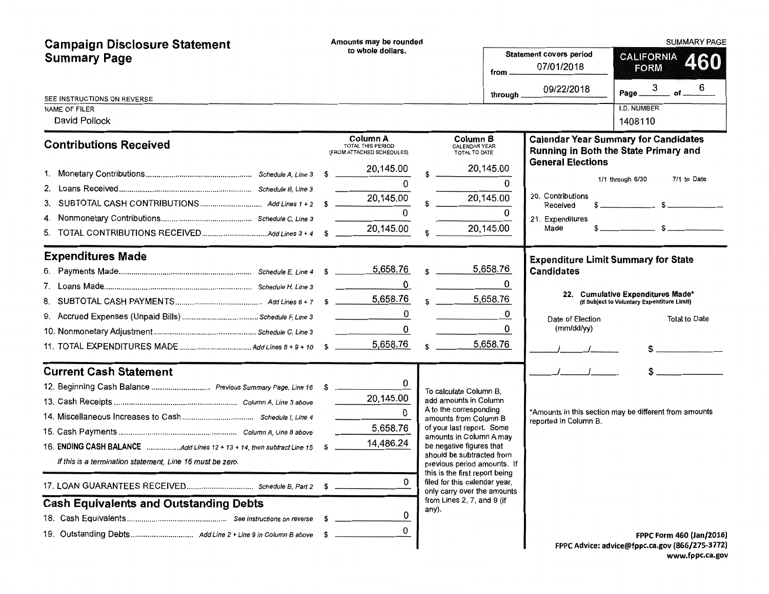# Campaign Disclosure Statement Summary Page

Amounts may be rounded to whole dollars.

SUMMARY PAGE

**CALIFORNIA FORM 460**

Statement covers period from 07/01/2018 through 09/22/2018

SEE INSTRUCTIONS ON REVERSE

NAME OF FILER: David Pollock

I.D. NUMBER: 1408110

## Contributions Received

| | | Column A TOTAL THIS PERIOD (FROM ATTACHED SCHEDULES) | Column B CALENDAR YEAR TOTAL TO DATE |
|---|---|---|---|
| 1. Monetary Contributions | Schedule A, Line 3 | $ 20,145.00 | $ 20,145.00 |
| 2. Loans Received | Schedule B, Line 3 | 0 | 0 |
| 3. SUBTOTAL CASH CONTRIBUTIONS | Add Lines 1 + 2 | $ 20,145.00 | $ 20,145.00 |
| 4. Nonmonetary Contributions | Schedule C, Line 3 | 0 | 0 |
| 5. TOTAL CONTRIBUTIONS RECEIVED | Add Lines 3 + 4 | $ 20,145.00 | $ 20,145.00 |

## Expenditures Made

| | | Column A | Column B |
|---|---|---|---|
| 6. Payments Made | Schedule E, Line 4 | $ 5,658.76 | $ 5,658.76 |
| 7. Loans Made | Schedule H, Line 3 | 0 | 0 |
| 8. SUBTOTAL CASH PAYMENTS | Add Lines 6 + 7 | $ 5,658.76 | $ 5,658.76 |
| 9. Accrued Expenses (Unpaid Bills) | Schedule F, Line 3 | 0 | 0 |
| 10. Nonmonetary Adjustment | Schedule C, Line 3 | 0 | 0 |
| 11. TOTAL EXPENDITURES MADE | Add Lines 8 + 9 + 10 | $ 5,658.76 | $ 5,658.76 |

## Current Cash Statement

| | | |
|---|---|---|
| 12. Beginning Cash Balance | Previous Summary Page, Line 16 | $ 0 |
| 13. Cash Receipts | Column A, Line 3 above | 20,145.00 |
| 14. Miscellaneous Increases to Cash | Schedule I, Line 4 | 0 |
| 15. Cash Payments | Column A, Line 8 above | 5,658.76 |
| 16. **ENDING CASH BALANCE** | Add Lines 12 + 13 + 14, then subtract Line 15 | $ 14,486.24 |

*If this is a termination statement, Line 16 must be zero.*

| | | |
|---|---|---|
| 17. LOAN GUARANTEES RECEIVED | Schedule B, Part 2 | $ 0 |

To calculate Column B, add amounts in Column A to the corresponding amounts from Column B of your last report. Some amounts in Column A may be negative figures that should be subtracted from previous period amounts. If this is the first report being filed for this calendar year, only carry over the amounts from Lines 2, 7, and 9 (if any).

## Cash Equivalents and Outstanding Debts

| | | |
|---|---|---|
| 18. Cash Equivalents | See instructions on reverse | $ 0 |
| 19. Outstanding Debts | Add Line 2 + Line 9 in Column B above | $ 0 |

## Calendar Year Summary for Candidates Running in Both the State Primary and General Elections

| | 1/1 through 6/30 | 7/1 to Date |
|---|---|---|
| 20. Contributions Received | $ | $ |
| 21. Expenditures Made | $ | $ |

## Expenditure Limit Summary for State Candidates

**22. Cumulative Expenditures Made*** (If Subject to Voluntary Expenditure Limit)

| Date of Election (mm/dd/yy) | Total to Date |
|---|---|
| / / | $ |
| / / | $ |

*Amounts in this section may be different from amounts reported in Column B.

FPPC Form 460 (Jan/2016)
FPPC Advice: advice@fppc.ca.gov (866/275-3772)
www.fppc.ca.gov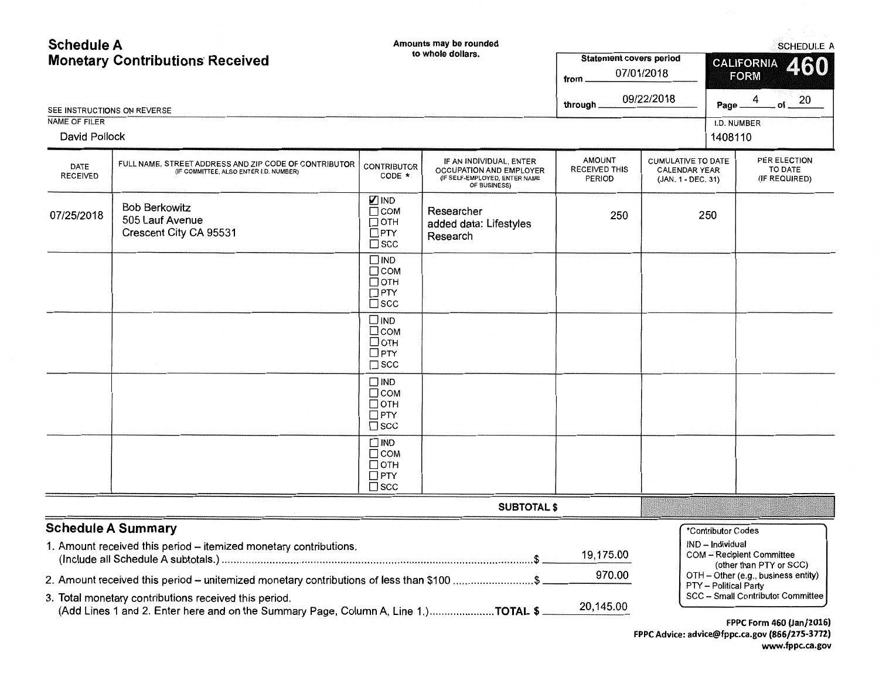# Schedule A
## Monetary Contributions Received

Amounts may be rounded to whole dollars.

SCHEDULE A

CALIFORNIA FORM **460**

Statement covers period from 07/01/2018 through 09/22/2018

Page 4 of 20

SEE INSTRUCTIONS ON REVERSE

NAME OF FILER: David Pollock

I.D. NUMBER: 1408110

| DATE RECEIVED | FULL NAME, STREET ADDRESS AND ZIP CODE OF CONTRIBUTOR (IF COMMITTEE, ALSO ENTER I.D. NUMBER) | CONTRIBUTOR CODE * | IF AN INDIVIDUAL, ENTER OCCUPATION AND EMPLOYER (IF SELF-EMPLOYED, ENTER NAME OF BUSINESS) | AMOUNT RECEIVED THIS PERIOD | CUMULATIVE TO DATE CALENDAR YEAR (JAN. 1 - DEC. 31) | PER ELECTION TO DATE (IF REQUIRED) |
|---|---|---|---|---|---|---|
| 07/25/2018 | Bob Berkowitz<br>505 Lauf Avenue<br>Crescent City CA 95531 | ☑ IND ☐ COM ☐ OTH ☐ PTY ☐ SCC | Researcher<br>added data: Lifestyles Research | 250 | 250 | |
| | | ☐ IND ☐ COM ☐ OTH ☐ PTY ☐ SCC | | | | |
| | | ☐ IND ☐ COM ☐ OTH ☐ PTY ☐ SCC | | | | |
| | | ☐ IND ☐ COM ☐ OTH ☐ PTY ☐ SCC | | | | |
| | | ☐ IND ☐ COM ☐ OTH ☐ PTY ☐ SCC | | | | |
| | | | **SUBTOTAL $** | | | |

## Schedule A Summary

1. Amount received this period – itemized monetary contributions. (Include all Schedule A subtotals.) ........ $ 19,175.00
2. Amount received this period – unitemized monetary contributions of less than $100 ........ $ 970.00
3. Total monetary contributions received this period. (Add Lines 1 and 2. Enter here and on the Summary Page, Column A, Line 1.) ........ **TOTAL $** 20,145.00

*Contributor Codes
- IND – Individual
- COM – Recipient Committee (other than PTY or SCC)
- OTH – Other (e.g., business entity)
- PTY – Political Party
- SCC – Small Contributor Committee

FPPC Form 460 (Jan/2016)
FPPC Advice: advice@fppc.ca.gov (866/275-3772)
www.fppc.ca.gov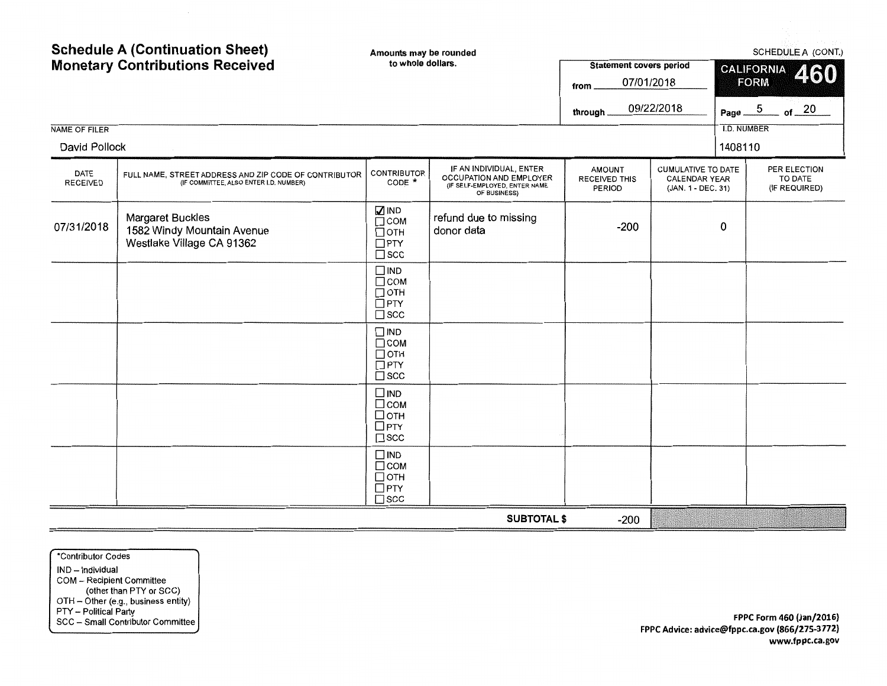# Schedule A (Continuation Sheet)
# Monetary Contributions Received

Amounts may be rounded to whole dollars.

SCHEDULE A (CONT.)

**CALIFORNIA FORM 460**

Statement covers period
from 07/01/2018
through 09/22/2018

Page 5 of 20

NAME OF FILER: David Pollock

I.D. NUMBER: 1408110

| DATE RECEIVED | FULL NAME, STREET ADDRESS AND ZIP CODE OF CONTRIBUTOR (IF COMMITTEE, ALSO ENTER I.D. NUMBER) | CONTRIBUTOR CODE * | IF AN INDIVIDUAL, ENTER OCCUPATION AND EMPLOYER (IF SELF-EMPLOYED, ENTER NAME OF BUSINESS) | AMOUNT RECEIVED THIS PERIOD | CUMULATIVE TO DATE CALENDAR YEAR (JAN. 1 - DEC. 31) | PER ELECTION TO DATE (IF REQUIRED) |
|---|---|---|---|---|---|---|
| 07/31/2018 | Margaret Buckles<br>1582 Windy Mountain Avenue<br>Westlake Village CA 91362 | ☑ IND ☐ COM ☐ OTH ☐ PTY ☐ SCC | refund due to missing donor data | -200 | 0 | |
| | | ☐ IND ☐ COM ☐ OTH ☐ PTY ☐ SCC | | | | |
| | | ☐ IND ☐ COM ☐ OTH ☐ PTY ☐ SCC | | | | |
| | | ☐ IND ☐ COM ☐ OTH ☐ PTY ☐ SCC | | | | |
| | | ☐ IND ☐ COM ☐ OTH ☐ PTY ☐ SCC | | | | |
| | | | **SUBTOTAL $** | -200 | | |

*Contributor Codes
IND – Individual
COM – Recipient Committee (other than PTY or SCC)
OTH – Other (e.g., business entity)
PTY – Political Party
SCC – Small Contributor Committee

FPPC Form 460 (Jan/2016)
FPPC Advice: advice@fppc.ca.gov (866/275-3772)
www.fppc.ca.gov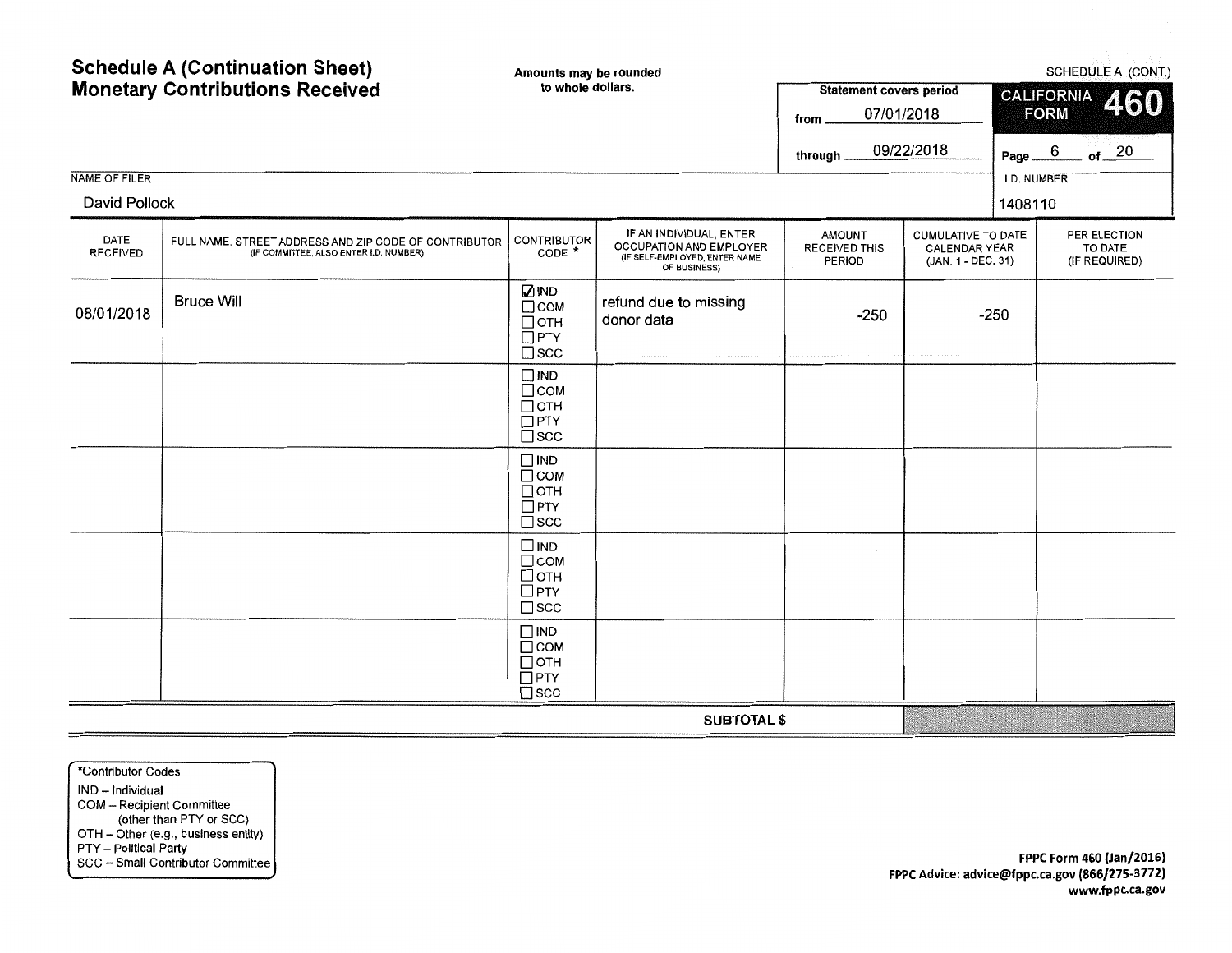# Schedule A (Continuation Sheet) Monetary Contributions Received

Amounts may be rounded to whole dollars.

SCHEDULE A (CONT.)

**CALIFORNIA FORM 460**

Statement covers period
from 07/01/2018
through 09/22/2018

Page 6 of 20

NAME OF FILER: David Pollock

I.D. NUMBER: 1408110

| DATE RECEIVED | FULL NAME, STREET ADDRESS AND ZIP CODE OF CONTRIBUTOR (IF COMMITTEE, ALSO ENTER I.D. NUMBER) | CONTRIBUTOR CODE * | IF AN INDIVIDUAL, ENTER OCCUPATION AND EMPLOYER (IF SELF-EMPLOYED, ENTER NAME OF BUSINESS) | AMOUNT RECEIVED THIS PERIOD | CUMULATIVE TO DATE CALENDAR YEAR (JAN. 1 - DEC. 31) | PER ELECTION TO DATE (IF REQUIRED) |
|---|---|---|---|---|---|---|
| 08/01/2018 | Bruce Will | ☑ IND ☐ COM ☐ OTH ☐ PTY ☐ SCC | refund due to missing donor data | -250 | -250 | |
| | | ☐ IND ☐ COM ☐ OTH ☐ PTY ☐ SCC | | | | |
| | | ☐ IND ☐ COM ☐ OTH ☐ PTY ☐ SCC | | | | |
| | | ☐ IND ☐ COM ☐ OTH ☐ PTY ☐ SCC | | | | |
| | | ☐ IND ☐ COM ☐ OTH ☐ PTY ☐ SCC | | | | |
| | | | SUBTOTAL $ | | | |

*Contributor Codes
IND – Individual
COM – Recipient Committee (other than PTY or SCC)
OTH – Other (e.g., business entity)
PTY – Political Party
SCC – Small Contributor Committee

FPPC Form 460 (Jan/2016)
FPPC Advice: advice@fppc.ca.gov (866/275-3772)
www.fppc.ca.gov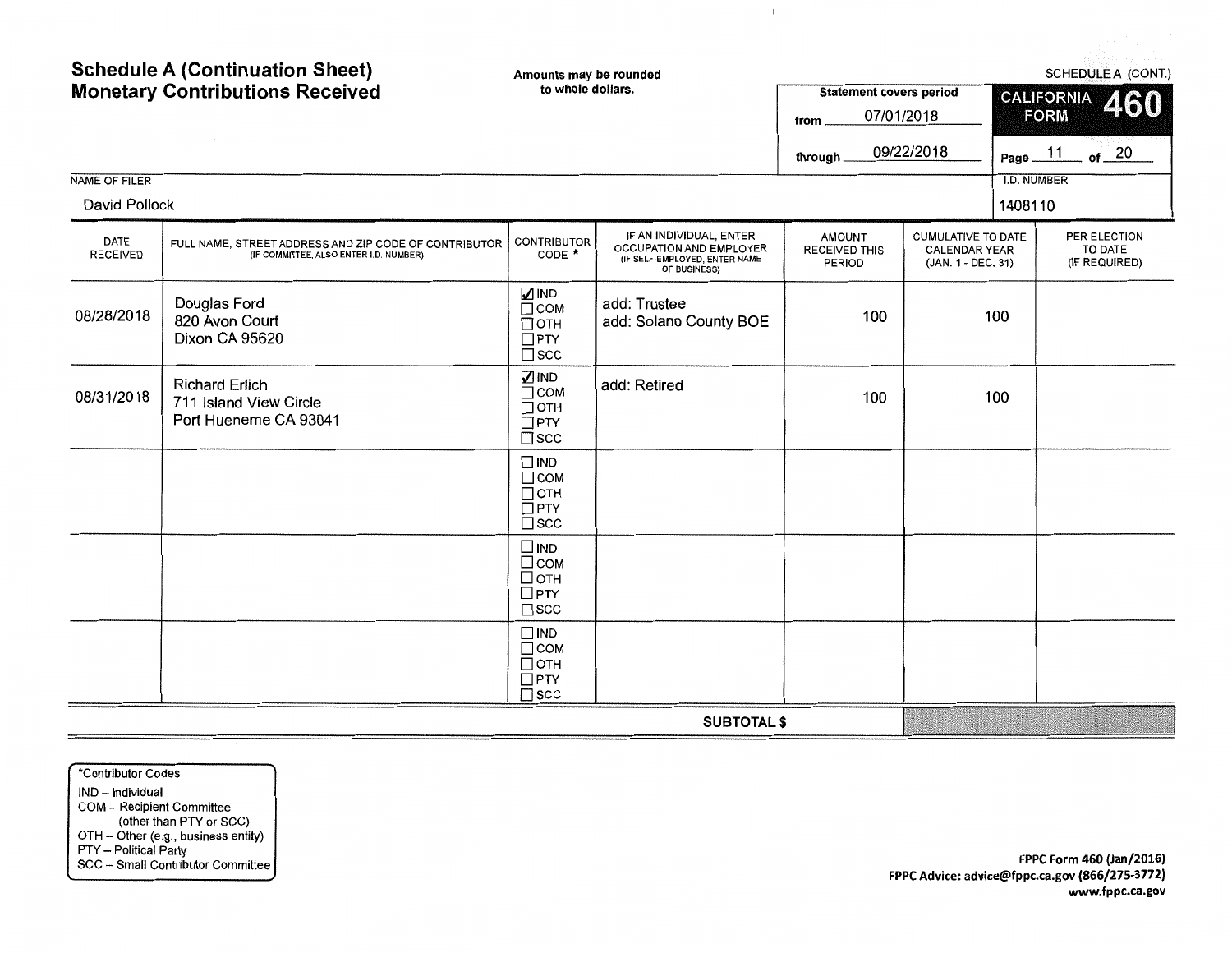## Schedule A (Continuation Sheet)
## Monetary Contributions Received

Amounts may be rounded to whole dollars.

SCHEDULE A (CONT.)

**CALIFORNIA FORM 460**

Statement covers period
from 07/01/2018
through 09/22/2018

Page 11 of 20

NAME OF FILER: David Pollock

I.D. NUMBER: 1408110

| DATE RECEIVED | FULL NAME, STREET ADDRESS AND ZIP CODE OF CONTRIBUTOR (IF COMMITTEE, ALSO ENTER I.D. NUMBER) | CONTRIBUTOR CODE * | IF AN INDIVIDUAL, ENTER OCCUPATION AND EMPLOYER (IF SELF-EMPLOYED, ENTER NAME OF BUSINESS) | AMOUNT RECEIVED THIS PERIOD | CUMULATIVE TO DATE CALENDAR YEAR (JAN. 1 - DEC. 31) | PER ELECTION TO DATE (IF REQUIRED) |
|---|---|---|---|---|---|---|
| 08/28/2018 | Douglas Ford<br>820 Avon Court<br>Dixon CA 95620 | ☑ IND ☐ COM ☐ OTH ☐ PTY ☐ SCC | add: Trustee<br>add: Solano County BOE | 100 | 100 | |
| 08/31/2018 | Richard Erlich<br>711 Island View Circle<br>Port Hueneme CA 93041 | ☑ IND ☐ COM ☐ OTH ☐ PTY ☐ SCC | add: Retired | 100 | 100 | |
| | | ☐ IND ☐ COM ☐ OTH ☐ PTY ☐ SCC | | | | |
| | | ☐ IND ☐ COM ☐ OTH ☐ PTY ☐ SCC | | | | |
| | | ☐ IND ☐ COM ☐ OTH ☐ PTY ☐ SCC | | | | |
| | | | SUBTOTAL $ | | | |

*Contributor Codes
IND – Individual
COM – Recipient Committee (other than PTY or SCC)
OTH – Other (e.g., business entity)
PTY – Political Party
SCC – Small Contributor Committee

FPPC Form 460 (Jan/2016)
FPPC Advice: advice@fppc.ca.gov (866/275-3772)
www.fppc.ca.gov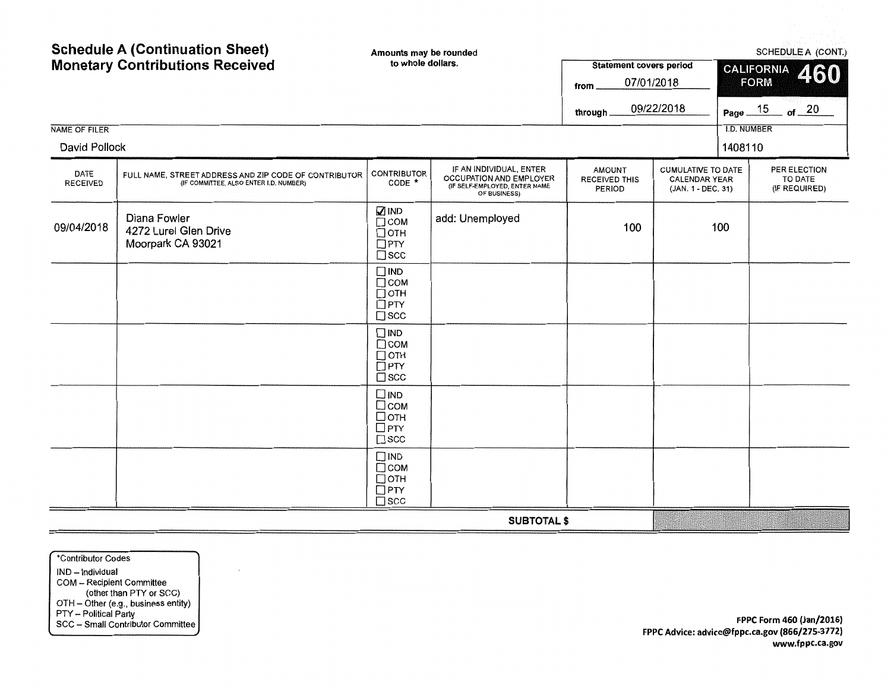# Schedule A (Continuation Sheet)
# Monetary Contributions Received

Amounts may be rounded to whole dollars.

SCHEDULE A (CONT.)

Statement covers period from 07/01/2018 through 09/22/2018

**CALIFORNIA FORM 460**

Page 15 of 20

NAME OF FILER: David Pollock

I.D. NUMBER: 1408110

| DATE RECEIVED | FULL NAME, STREET ADDRESS AND ZIP CODE OF CONTRIBUTOR (IF COMMITTEE, ALSO ENTER I.D. NUMBER) | CONTRIBUTOR CODE * | IF AN INDIVIDUAL, ENTER OCCUPATION AND EMPLOYER (IF SELF-EMPLOYED, ENTER NAME OF BUSINESS) | AMOUNT RECEIVED THIS PERIOD | CUMULATIVE TO DATE CALENDAR YEAR (JAN. 1 - DEC. 31) | PER ELECTION TO DATE (IF REQUIRED) |
|---|---|---|---|---|---|---|
| 09/04/2018 | Diana Fowler<br>4272 Lurel Glen Drive<br>Moorpark CA 93021 | ☑ IND<br>☐ COM<br>☐ OTH<br>☐ PTY<br>☐ SCC | add: Unemployed | 100 | 100 | |
| | | ☐ IND<br>☐ COM<br>☐ OTH<br>☐ PTY<br>☐ SCC | | | | |
| | | ☐ IND<br>☐ COM<br>☐ OTH<br>☐ PTY<br>☐ SCC | | | | |
| | | ☐ IND<br>☐ COM<br>☐ OTH<br>☐ PTY<br>☐ SCC | | | | |
| | | ☐ IND<br>☐ COM<br>☐ OTH<br>☐ PTY<br>☐ SCC | | | | |
| | | | SUBTOTAL $ | | | |

*Contributor Codes
IND – Individual
COM – Recipient Committee (other than PTY or SCC)
OTH – Other (e.g., business entity)
PTY – Political Party
SCC – Small Contributor Committee

FPPC Form 460 (Jan/2016)
FPPC Advice: advice@fppc.ca.gov (866/275-3772)
www.fppc.ca.gov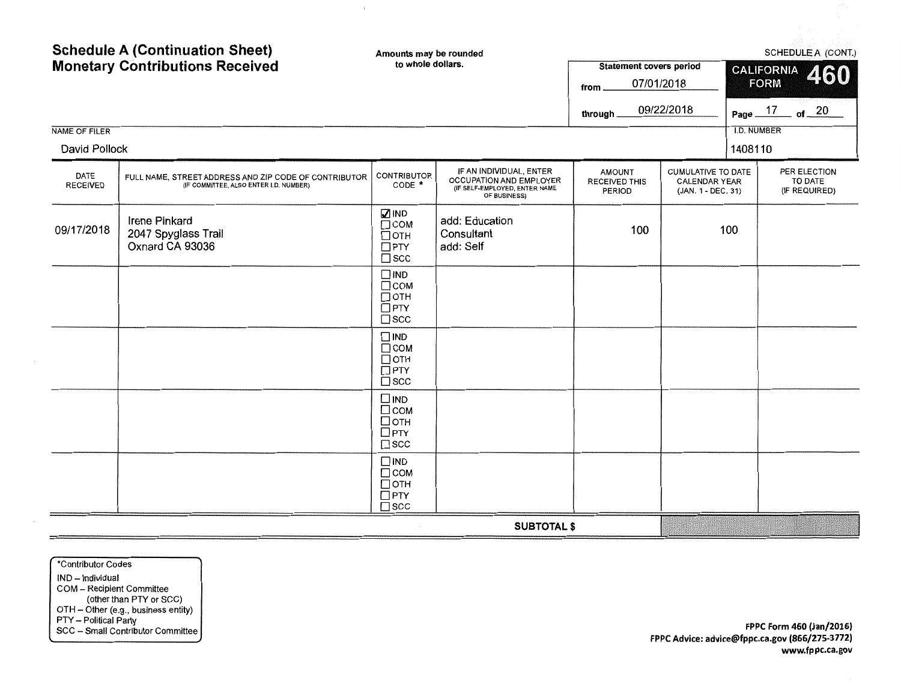# Schedule A (Continuation Sheet) Monetary Contributions Received

Amounts may be rounded to whole dollars.

SCHEDULE A (CONT.)

**CALIFORNIA FORM 460**

Statement covers period from 07/01/2018 through 09/22/2018

Page 17 of 20

NAME OF FILER: David Pollock

I.D. NUMBER: 1408110

| DATE RECEIVED | FULL NAME, STREET ADDRESS AND ZIP CODE OF CONTRIBUTOR (IF COMMITTEE, ALSO ENTER I.D. NUMBER) | CONTRIBUTOR CODE * | IF AN INDIVIDUAL, ENTER OCCUPATION AND EMPLOYER (IF SELF-EMPLOYED, ENTER NAME OF BUSINESS) | AMOUNT RECEIVED THIS PERIOD | CUMULATIVE TO DATE CALENDAR YEAR (JAN. 1 - DEC. 31) | PER ELECTION TO DATE (IF REQUIRED) |
|---|---|---|---|---|---|---|
| 09/17/2018 | Irene Pinkard<br>2047 Spyglass Trail<br>Oxnard CA 93036 | ☑ IND ☐ COM ☐ OTH ☐ PTY ☐ SCC | add: Education Consultant<br>add: Self | 100 | 100 | |
| | | ☐ IND ☐ COM ☐ OTH ☐ PTY ☐ SCC | | | | |
| | | ☐ IND ☐ COM ☐ OTH ☐ PTY ☐ SCC | | | | |
| | | ☐ IND ☐ COM ☐ OTH ☐ PTY ☐ SCC | | | | |
| | | ☐ IND ☐ COM ☐ OTH ☐ PTY ☐ SCC | | | | |
| | | | **SUBTOTAL $** | | | |

*Contributor Codes
- IND – Individual
- COM – Recipient Committee (other than PTY or SCC)
- OTH – Other (e.g., business entity)
- PTY – Political Party
- SCC – Small Contributor Committee

FPPC Form 460 (Jan/2016)
FPPC Advice: advice@fppc.ca.gov (866/275-3772)
www.fppc.ca.gov